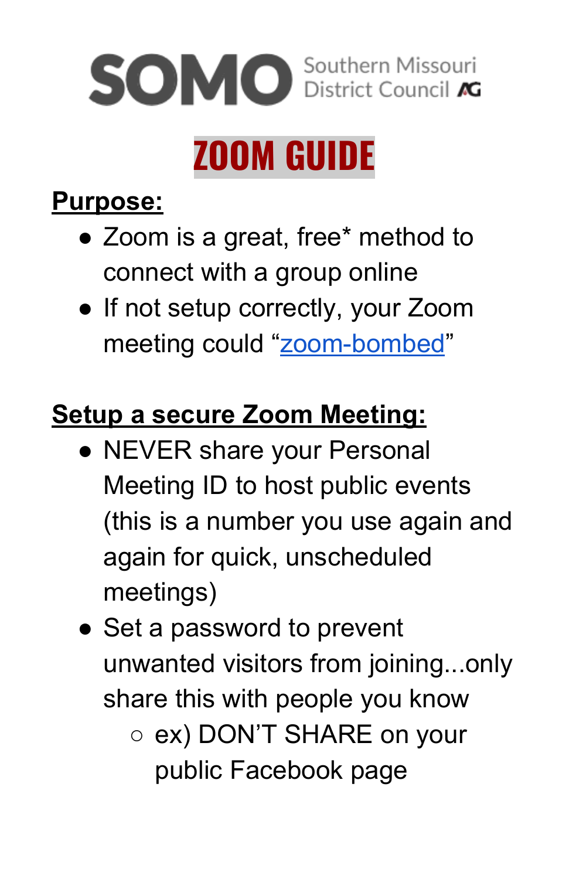SOMO Southern Missouri District Council AG

# ZOOM GUIDE

**Purpose:**

- Zoom is a great, free* method to connect with a group online
- If not setup correctly, your Zoom meeting could "zoom-bombed"

**Setup a secure Zoom Meeting:**

- NEVER share your Personal Meeting ID to host public events (this is a number you use again and again for quick, unscheduled meetings)
- Set a password to prevent unwanted visitors from joining...only share this with people you know
  - ex) DON'T SHARE on your public Facebook page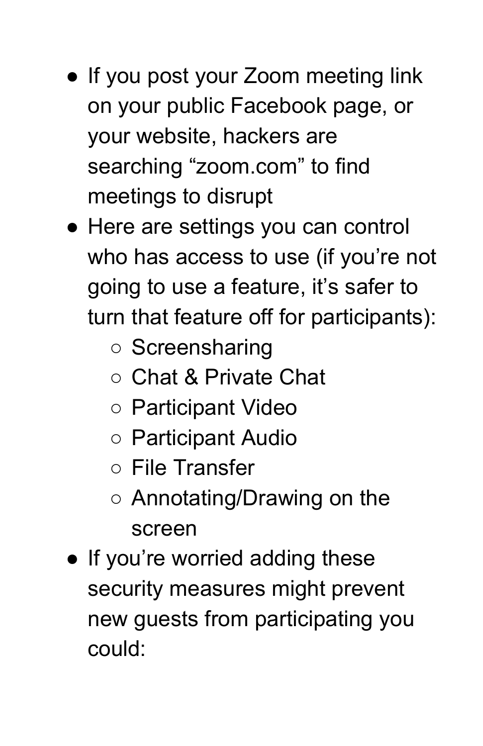- If you post your Zoom meeting link on your public Facebook page, or your website, hackers are searching “zoom.com” to find meetings to disrupt
- Here are settings you can control who has access to use (if you’re not going to use a feature, it’s safer to turn that feature off for participants):
    - Screensharing
    - Chat & Private Chat
    - Participant Video
    - Participant Audio
    - File Transfer
    - Annotating/Drawing on the screen
- If you’re worried adding these security measures might prevent new guests from participating you could: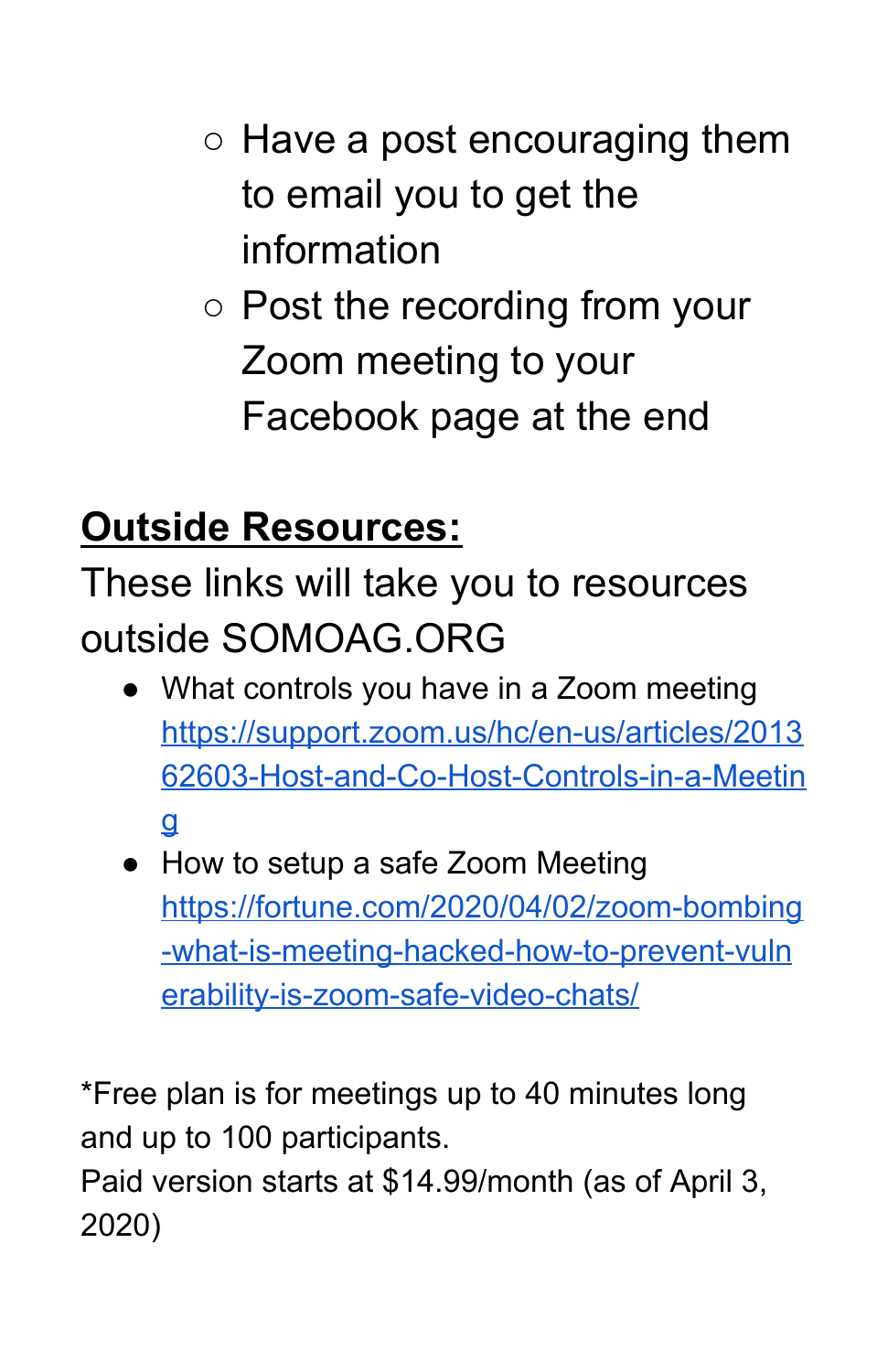- Have a post encouraging them to email you to get the information
    - Post the recording from your Zoom meeting to your Facebook page at the end

**<u>Outside Resources:</u>**

These links will take you to resources outside SOMOAG.ORG

- What controls you have in a Zoom meeting [https://support.zoom.us/hc/en-us/articles/201362603-Host-and-Co-Host-Controls-in-a-Meeting](https://support.zoom.us/hc/en-us/articles/201362603-Host-and-Co-Host-Controls-in-a-Meeting)
- How to setup a safe Zoom Meeting [https://fortune.com/2020/04/02/zoom-bombing-what-is-meeting-hacked-how-to-prevent-vulnerability-is-zoom-safe-video-chats/](https://fortune.com/2020/04/02/zoom-bombing-what-is-meeting-hacked-how-to-prevent-vulnerability-is-zoom-safe-video-chats/)

*Free plan is for meetings up to 40 minutes long and up to 100 participants.
Paid version starts at $14.99/month (as of April 3, 2020)